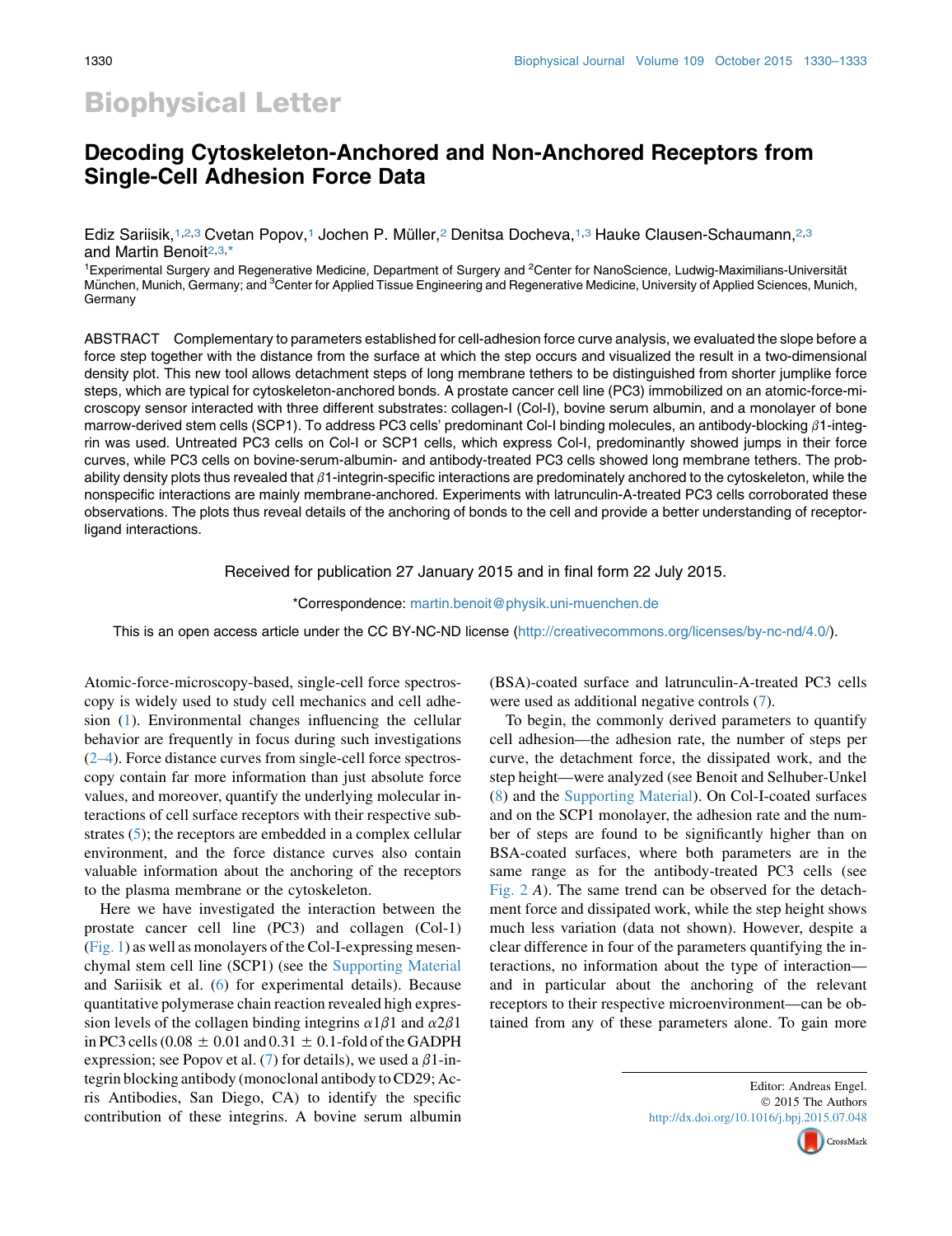# Biophysical Letter

## Decoding Cytoskeleton-Anchored and Non-Anchored Receptors from Single-Cell Adhesion Force Data

Ediz Sariisik,[1,2,3] Cvetan Popov,[1] Jochen P. Müller,[2] Denitsa Docheva,[1,3] Hauke Clausen-Schaumann,[2,3] and Martin Benoit[2,3,*]

[1]Experimental Surgery and Regenerative Medicine, Department of Surgery and [2]Center for NanoScience, Ludwig-Maximilians-Universität München, Munich, Germany; and [3]Center for Applied Tissue Engineering and Regenerative Medicine, University of Applied Sciences, Munich, Germany

ABSTRACT Complementary to parameters established for cell-adhesion force curve analysis, we evaluated the slope before a force step together with the distance from the surface at which the step occurs and visualized the result in a two-dimensional density plot. This new tool allows detachment steps of long membrane tethers to be distinguished from shorter jumplike force steps, which are typical for cytoskeleton-anchored bonds. A prostate cancer cell line (PC3) immobilized on an atomic-force-microscopy sensor interacted with three different substrates: collagen-I (Col-I), bovine serum albumin, and a monolayer of bone marrow-derived stem cells (SCP1). To address PC3 cells' predominant Col-I binding molecules, an antibody-blocking $\beta$1-integrin was used. Untreated PC3 cells on Col-I or SCP1 cells, which express Col-I, predominantly showed jumps in their force curves, while PC3 cells on bovine-serum-albumin- and antibody-treated PC3 cells showed long membrane tethers. The probability density plots thus revealed that $\beta$1-integrin-specific interactions are predominately anchored to the cytoskeleton, while the nonspecific interactions are mainly membrane-anchored. Experiments with latrunculin-A-treated PC3 cells corroborated these observations. The plots thus reveal details of the anchoring of bonds to the cell and provide a better understanding of receptor-ligand interactions.

Received for publication 27 January 2015 and in final form 22 July 2015.

*Correspondence: martin.benoit@physik.uni-muenchen.de

This is an open access article under the CC BY-NC-ND license (http://creativecommons.org/licenses/by-nc-nd/4.0/).

Atomic-force-microscopy-based, single-cell force spectroscopy is widely used to study cell mechanics and cell adhesion (1). Environmental changes influencing the cellular behavior are frequently in focus during such investigations (2–4). Force distance curves from single-cell force spectroscopy contain far more information than just absolute force values, and moreover, quantify the underlying molecular interactions of cell surface receptors with their respective substrates (5); the receptors are embedded in a complex cellular environment, and the force distance curves also contain valuable information about the anchoring of the receptors to the plasma membrane or the cytoskeleton.

Here we have investigated the interaction between the prostate cancer cell line (PC3) and collagen (Col-1) (Fig. 1) as well as monolayers of the Col-I-expressing mesenchymal stem cell line (SCP1) (see the Supporting Material and Sariisik et al. (6) for experimental details). Because quantitative polymerase chain reaction revealed high expression levels of the collagen binding integrins $\alpha1\beta1$ and $\alpha2\beta1$ in PC3 cells ($0.08 \pm 0.01$ and $0.31 \pm 0.1$-fold of the GADPH expression; see Popov et al. (7) for details), we used a $\beta$1-integrin blocking antibody (monoclonal antibody to CD29; Acris Antibodies, San Diego, CA) to identify the specific contribution of these integrins. A bovine serum albumin (BSA)-coated surface and latrunculin-A-treated PC3 cells were used as additional negative controls (7).

To begin, the commonly derived parameters to quantify cell adhesion—the adhesion rate, the number of steps per curve, the detachment force, the dissipated work, and the step height—were analyzed (see Benoit and Selhuber-Unkel (8) and the Supporting Material). On Col-I-coated surfaces and on the SCP1 monolayer, the adhesion rate and the number of steps are found to be significantly higher than on BSA-coated surfaces, where both parameters are in the same range as for the antibody-treated PC3 cells (see Fig. 2 *A*). The same trend can be observed for the detachment force and dissipated work, while the step height shows much less variation (data not shown). However, despite a clear difference in four of the parameters quantifying the interactions, no information about the type of interaction—and in particular about the anchoring of the relevant receptors to their respective microenvironment—can be obtained from any of these parameters alone. To gain more

Editor: Andreas Engel.
© 2015 The Authors
http://dx.doi.org/10.1016/j.bpj.2015.07.048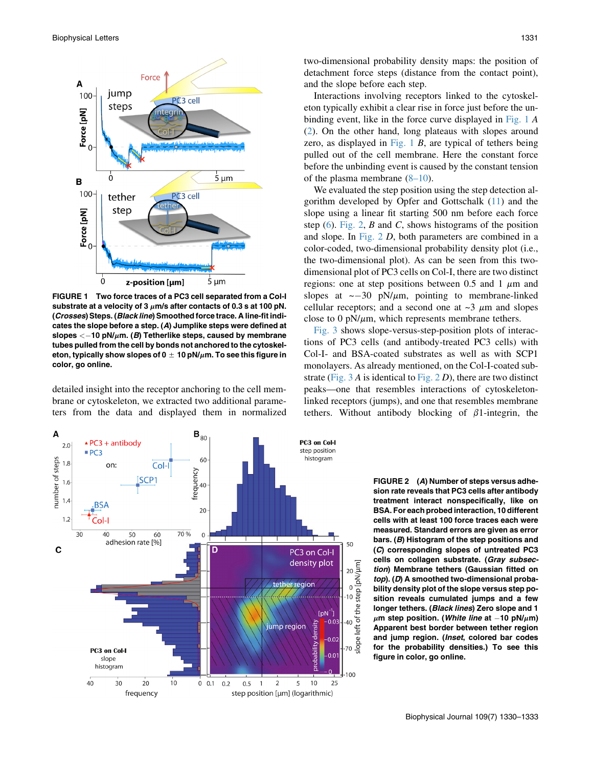FIGURE 1 Two force traces of a PC3 cell separated from a Col-I substrate at a velocity of 3 $\mu$m/s after contacts of 0.3 s at 100 pN. (*Crosses*) Steps. (*Black line*) Smoothed force trace. A line-fit indicates the slope before a step. (*A*) Jumplike steps were defined at slopes $< -10$ pN/$\mu$m. (*B*) Tetherlike steps, caused by membrane tubes pulled from the cell by bonds not anchored to the cytoskeleton, typically show slopes of $0 \pm 10$ pN/$\mu$m. To see this figure in color, go online.

detailed insight into the receptor anchoring to the cell membrane or cytoskeleton, we extracted two additional parameters from the data and displayed them in normalized two-dimensional probability density maps: the position of detachment force steps (distance from the contact point), and the slope before each step.

Interactions involving receptors linked to the cytoskeleton typically exhibit a clear rise in force just before the unbinding event, like in the force curve displayed in Fig. 1 *A* (2). On the other hand, long plateaus with slopes around zero, as displayed in Fig. 1 *B*, are typical of tethers being pulled out of the cell membrane. Here the constant force before the unbinding event is caused by the constant tension of the plasma membrane (8–10).

We evaluated the step position using the step detection algorithm developed by Opfer and Gottschalk (11) and the slope using a linear fit starting 500 nm before each force step (6). Fig. 2, *B* and *C*, shows histograms of the position and slope. In Fig. 2 *D*, both parameters are combined in a color-coded, two-dimensional probability density plot (i.e., the two-dimensional plot). As can be seen from this two-dimensional plot of PC3 cells on Col-I, there are two distinct regions: one at step positions between 0.5 and 1 $\mu$m and slopes at $\sim -30$ pN/$\mu$m, pointing to membrane-linked cellular receptors; and a second one at ~3 $\mu$m and slopes close to 0 pN/$\mu$m, which represents membrane tethers.

Fig. 3 shows slope-versus-step-position plots of interactions of PC3 cells (and antibody-treated PC3 cells) with Col-I- and BSA-coated substrates as well as with SCP1 monolayers. As already mentioned, on the Col-I-coated substrate (Fig. 3 *A* is identical to Fig. 2 *D*), there are two distinct peaks—one that resembles interactions of cytoskeleton-linked receptors (jumps), and one that resembles membrane tethers. Without antibody blocking of $\beta$1-integrin, the

FIGURE 2 (*A*) Number of steps versus adhesion rate reveals that PC3 cells after antibody treatment interact nonspecifically, like on BSA. For each probed interaction, 10 different cells with at least 100 force traces each were measured. Standard errors are given as error bars. (*B*) Histogram of the step positions and (*C*) corresponding slopes of untreated PC3 cells on collagen substrate. (*Gray subsection*) Membrane tethers (Gaussian fitted on top). (*D*) A smoothed two-dimensional probability density plot of the slope versus step position reveals cumulated jumps and a few longer tethers. (*Black lines*) Zero slope and 1 $\mu$m step position. (*White line* at $-10$ pN/$\mu$m) Apparent best border between tether region and jump region. (*Inset*, colored bar codes for the probability densities.) To see this figure in color, go online.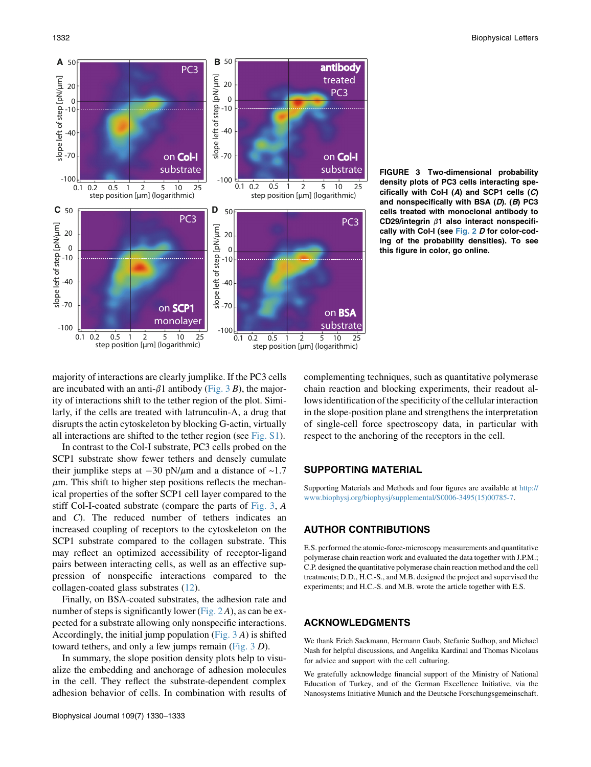FIGURE 3 Two-dimensional probability density plots of PC3 cells interacting specifically with Col-I (*A*) and SCP1 cells (*C*) and nonspecifically with BSA (*D*). (*B*) PC3 cells treated with monoclonal antibody to CD29/integrin $\beta$1 also interact nonspecifically with Col-I (see Fig. 2 *D* for color-coding of the probability densities). To see this figure in color, go online.

majority of interactions are clearly jumplike. If the PC3 cells are incubated with an anti-$\beta$1 antibody (Fig. 3 *B*), the majority of interactions shift to the tether region of the plot. Similarly, if the cells are treated with latrunculin-A, a drug that disrupts the actin cytoskeleton by blocking G-actin, virtually all interactions are shifted to the tether region (see Fig. S1).

In contrast to the Col-I substrate, PC3 cells probed on the SCP1 substrate show fewer tethers and densely cumulate their jumplike steps at $-30$ pN/$\mu$m and a distance of ~1.7 $\mu$m. This shift to higher step positions reflects the mechanical properties of the softer SCP1 cell layer compared to the stiff Col-I-coated substrate (compare the parts of Fig. 3, *A* and *C*). The reduced number of tethers indicates an increased coupling of receptors to the cytoskeleton on the SCP1 substrate compared to the collagen substrate. This may reflect an optimized accessibility of receptor-ligand pairs between interacting cells, as well as an effective suppression of nonspecific interactions compared to the collagen-coated glass substrates (12).

Finally, on BSA-coated substrates, the adhesion rate and number of steps is significantly lower (Fig. 2 *A*), as can be expected for a substrate allowing only nonspecific interactions. Accordingly, the initial jump population (Fig. 3 *A*) is shifted toward tethers, and only a few jumps remain (Fig. 3 *D*).

In summary, the slope position density plots help to visualize the embedding and anchorage of adhesion molecules in the cell. They reflect the substrate-dependent complex adhesion behavior of cells. In combination with results of complementing techniques, such as quantitative polymerase chain reaction and blocking experiments, their readout allows identification of the specificity of the cellular interaction in the slope-position plane and strengthens the interpretation of single-cell force spectroscopy data, in particular with respect to the anchoring of the receptors in the cell.

## SUPPORTING MATERIAL

Supporting Materials and Methods and four figures are available at http://www.biophysj.org/biophysj/supplemental/S0006-3495(15)00785-7.

## AUTHOR CONTRIBUTIONS

E.S. performed the atomic-force-microscopy measurements and quantitative polymerase chain reaction work and evaluated the data together with J.P.M.; C.P. designed the quantitative polymerase chain reaction method and the cell treatments; D.D., H.C.-S., and M.B. designed the project and supervised the experiments; and H.C.-S. and M.B. wrote the article together with E.S.

## ACKNOWLEDGMENTS

We thank Erich Sackmann, Hermann Gaub, Stefanie Sudhop, and Michael Nash for helpful discussions, and Angelika Kardinal and Thomas Nicolaus for advice and support with the cell culturing.

We gratefully acknowledge financial support of the Ministry of National Education of Turkey, and of the German Excellence Initiative, via the Nanosystems Initiative Munich and the Deutsche Forschungsgemeinschaft.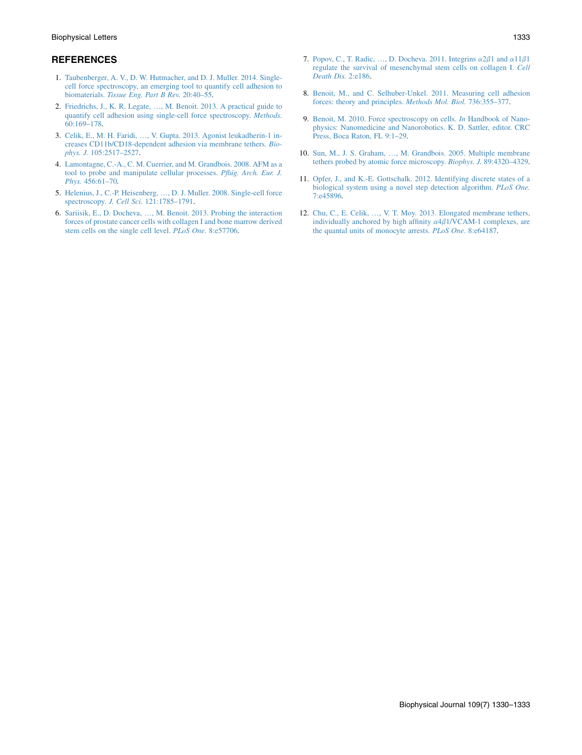## REFERENCES

1. Taubenberger, A. V., D. W. Hutmacher, and D. J. Muller. 2014. Single-cell force spectroscopy, an emerging tool to quantify cell adhesion to biomaterials. *Tissue Eng. Part B Rev.* 20:40–55.

2. Friedrichs, J., K. R. Legate, …, M. Benoit. 2013. A practical guide to quantify cell adhesion using single-cell force spectroscopy. *Methods.* 60:169–178.

3. Celik, E., M. H. Faridi, …, V. Gupta. 2013. Agonist leukadherin-1 increases CD11b/CD18-dependent adhesion via membrane tethers. *Biophys. J.* 105:2517–2527.

4. Lamontagne, C.-A., C. M. Cuerrier, and M. Grandbois. 2008. AFM as a tool to probe and manipulate cellular processes. *Pflüg. Arch. Eur. J. Phys.* 456:61–70.

5. Helenius, J., C.-P. Heisenberg, …, D. J. Muller. 2008. Single-cell force spectroscopy. *J. Cell Sci.* 121:1785–1791.

6. Sariisik, E., D. Docheva, …, M. Benoit. 2013. Probing the interaction forces of prostate cancer cells with collagen I and bone marrow derived stem cells on the single cell level. *PLoS One.* 8:e57706.

7. Popov, C., T. Radic, …, D. Docheva. 2011. Integrins $\alpha 2\beta 1$ and $\alpha 11\beta 1$ regulate the survival of mesenchymal stem cells on collagen I. *Cell Death Dis.* 2:e186.

8. Benoit, M., and C. Selhuber-Unkel. 2011. Measuring cell adhesion forces: theory and principles. *Methods Mol. Biol.* 736:355–377.

9. Benoit, M. 2010. Force spectroscopy on cells. *In* Handbook of Nanophysics: Nanomedicine and Nanorobotics. K. D. Sattler, editor. CRC Press, Boca Raton, FL 9:1–29.

10. Sun, M., J. S. Graham, …, M. Grandbois. 2005. Multiple membrane tethers probed by atomic force microscopy. *Biophys. J.* 89:4320–4329.

11. Opfer, J., and K.-E. Gottschalk. 2012. Identifying discrete states of a biological system using a novel step detection algorithm. *PLoS One.* 7:e45896.

12. Chu, C., E. Celik, …, V. T. Moy. 2013. Elongated membrane tethers, individually anchored by high affinity $\alpha 4\beta 1$/VCAM-1 complexes, are the quantal units of monocyte arrests. *PLoS One.* 8:e64187.